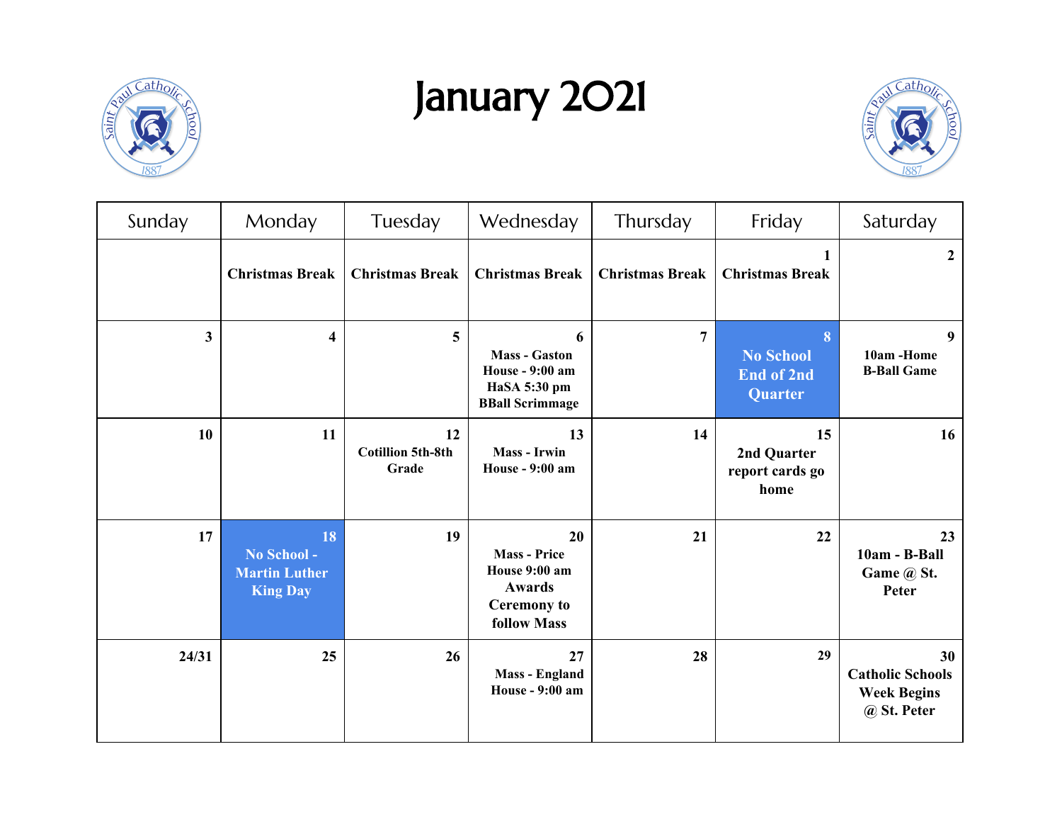# January 2021

| Sunday | Monday | Tuesday | Wednesday | Thursday | Friday | Saturday |
|---|---|---|---|---|---|---|
| | **Christmas Break** | **Christmas Break** | **Christmas Break** | **Christmas Break** | **1** **Christmas Break** | **2** |
| **3** | **4** | **5** | **6** **Mass - Gaston House - 9:00 am HaSA 5:30 pm BBall Scrimmage** | **7** | **8** **No School End of 2nd Quarter** | **9** **10am -Home B-Ball Game** |
| **10** | **11** | **12** **Cotillion 5th-8th Grade** | **13** **Mass - Irwin House - 9:00 am** | **14** | **15** **2nd Quarter report cards go home** | **16** |
| **17** | **18** **No School - Martin Luther King Day** | **19** | **20** **Mass - Price House 9:00 am Awards Ceremony to follow Mass** | **21** | **22** | **23** **10am - B-Ball Game @ St. Peter** |
| **24/31** | **25** | **26** | **27** **Mass - England House - 9:00 am** | **28** | **29** | **30** **Catholic Schools Week Begins @ St. Peter** |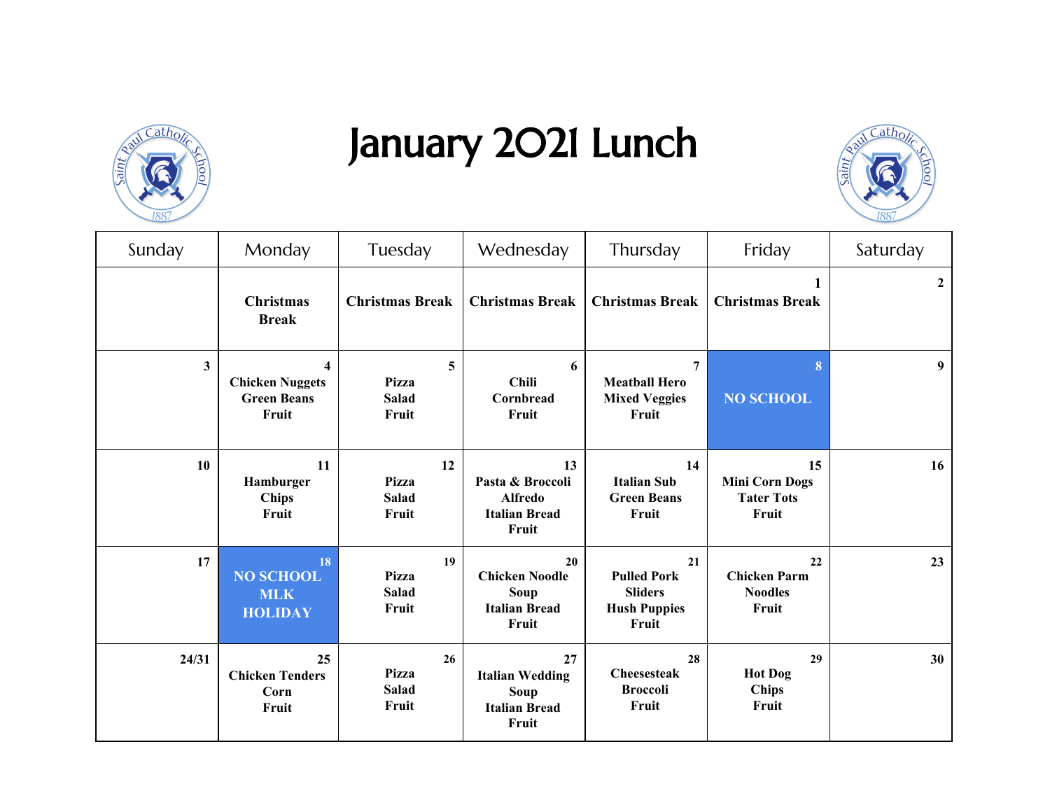# January 2021 Lunch

| Sunday | Monday | Tuesday | Wednesday | Thursday | Friday | Saturday |
|---|---|---|---|---|---|---|
| | Christmas Break | Christmas Break | Christmas Break | Christmas Break | 1<br>Christmas Break | 2 |
| 3 | 4<br>Chicken Nuggets<br>Green Beans<br>Fruit | 5<br>Pizza<br>Salad<br>Fruit | 6<br>Chili<br>Cornbread<br>Fruit | 7<br>Meatball Hero<br>Mixed Veggies<br>Fruit | 8<br>NO SCHOOL | 9 |
| 10 | 11<br>Hamburger<br>Chips<br>Fruit | 12<br>Pizza<br>Salad<br>Fruit | 13<br>Pasta & Broccoli<br>Alfredo<br>Italian Bread<br>Fruit | 14<br>Italian Sub<br>Green Beans<br>Fruit | 15<br>Mini Corn Dogs<br>Tater Tots<br>Fruit | 16 |
| 17 | 18<br>NO SCHOOL<br>MLK<br>HOLIDAY | 19<br>Pizza<br>Salad<br>Fruit | 20<br>Chicken Noodle<br>Soup<br>Italian Bread<br>Fruit | 21<br>Pulled Pork<br>Sliders<br>Hush Puppies<br>Fruit | 22<br>Chicken Parm<br>Noodles<br>Fruit | 23 |
| 24/31 | 25<br>Chicken Tenders<br>Corn<br>Fruit | 26<br>Pizza<br>Salad<br>Fruit | 27<br>Italian Wedding<br>Soup<br>Italian Bread<br>Fruit | 28<br>Cheesesteak<br>Broccoli<br>Fruit | 29<br>Hot Dog<br>Chips<br>Fruit | 30 |